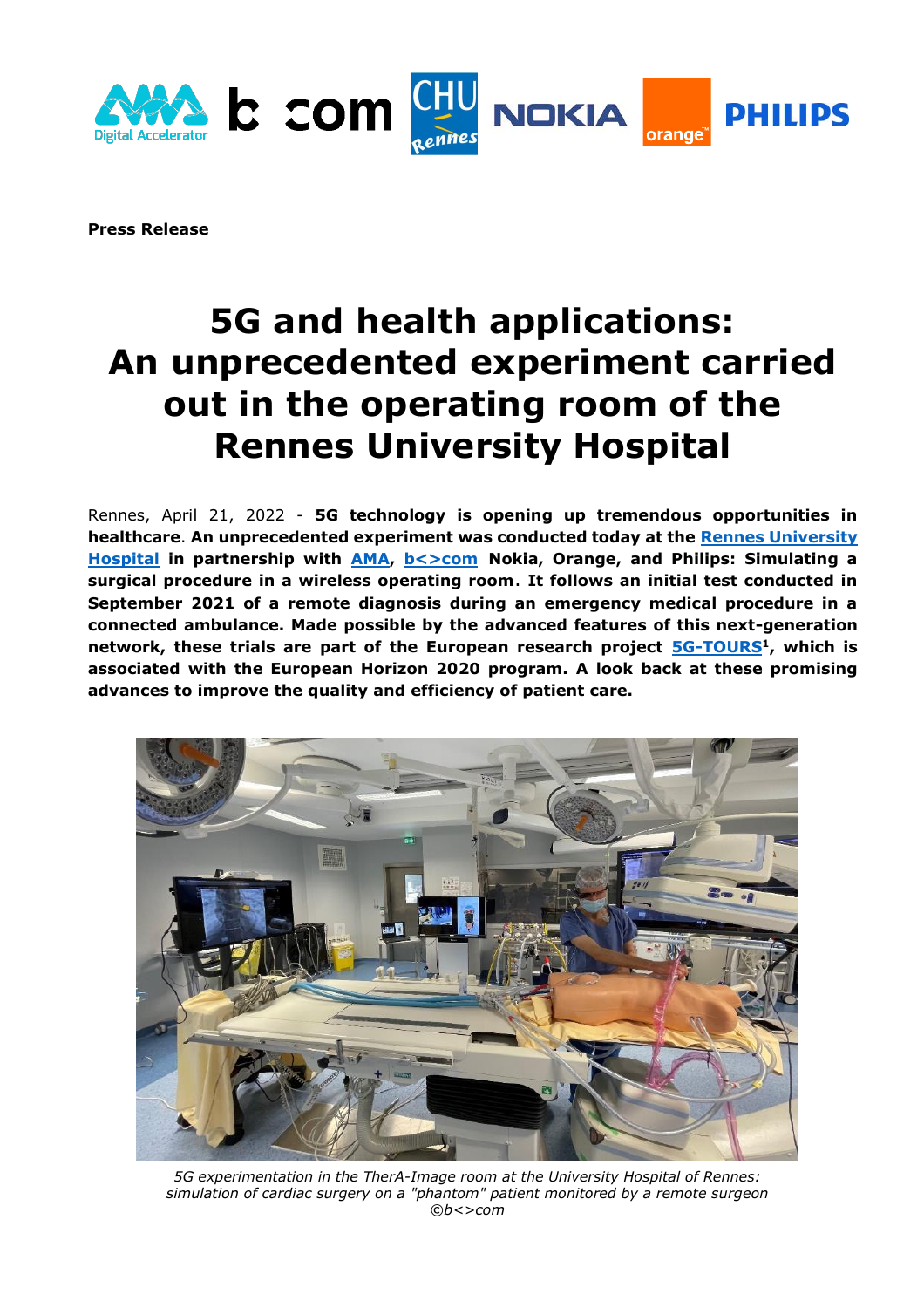**Press Release**

# 5G and health applications: An unprecedented experiment carried out in the operating room of the Rennes University Hospital

Rennes, April 21, 2022 - **5G technology is opening up tremendous opportunities in healthcare**. **An unprecedented experiment was conducted today at the Rennes University Hospital in partnership with AMA, b<>com Nokia, Orange, and Philips: Simulating a surgical procedure in a wireless operating room**. **It follows an initial test conducted in September 2021 of a remote diagnosis during an emergency medical procedure in a connected ambulance. Made possible by the advanced features of this next-generation network, these trials are part of the European research project 5G-TOURS[1], which is associated with the European Horizon 2020 program. A look back at these promising advances to improve the quality and efficiency of patient care.**

*5G experimentation in the TherA-Image room at the University Hospital of Rennes: simulation of cardiac surgery on a "phantom" patient monitored by a remote surgeon ©b<>com*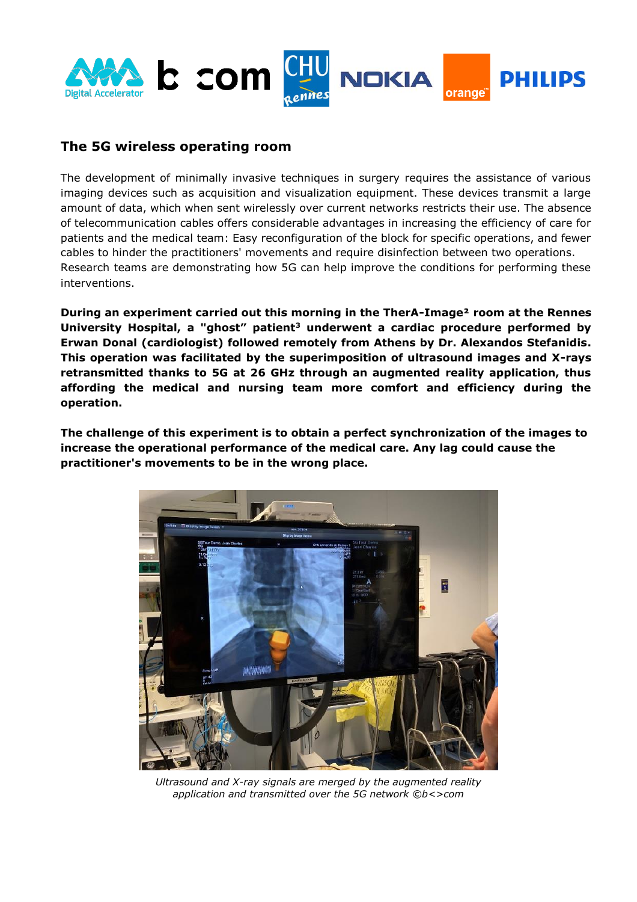## The 5G wireless operating room

The development of minimally invasive techniques in surgery requires the assistance of various imaging devices such as acquisition and visualization equipment. These devices transmit a large amount of data, which when sent wirelessly over current networks restricts their use. The absence of telecommunication cables offers considerable advantages in increasing the efficiency of care for patients and the medical team: Easy reconfiguration of the block for specific operations, and fewer cables to hinder the practitioners' movements and require disinfection between two operations. Research teams are demonstrating how 5G can help improve the conditions for performing these interventions.

**During an experiment carried out this morning in the TherA-Image[2] room at the Rennes University Hospital, a "ghost" patient[3] underwent a cardiac procedure performed by Erwan Donal (cardiologist) followed remotely from Athens by Dr. Alexandros Stefanidis. This operation was facilitated by the superimposition of ultrasound images and X-rays retransmitted thanks to 5G at 26 GHz through an augmented reality application, thus affording the medical and nursing team more comfort and efficiency during the operation.**

**The challenge of this experiment is to obtain a perfect synchronization of the images to increase the operational performance of the medical care. Any lag could cause the practitioner's movements to be in the wrong place.**

*Ultrasound and X-ray signals are merged by the augmented reality application and transmitted over the 5G network ©b<>com*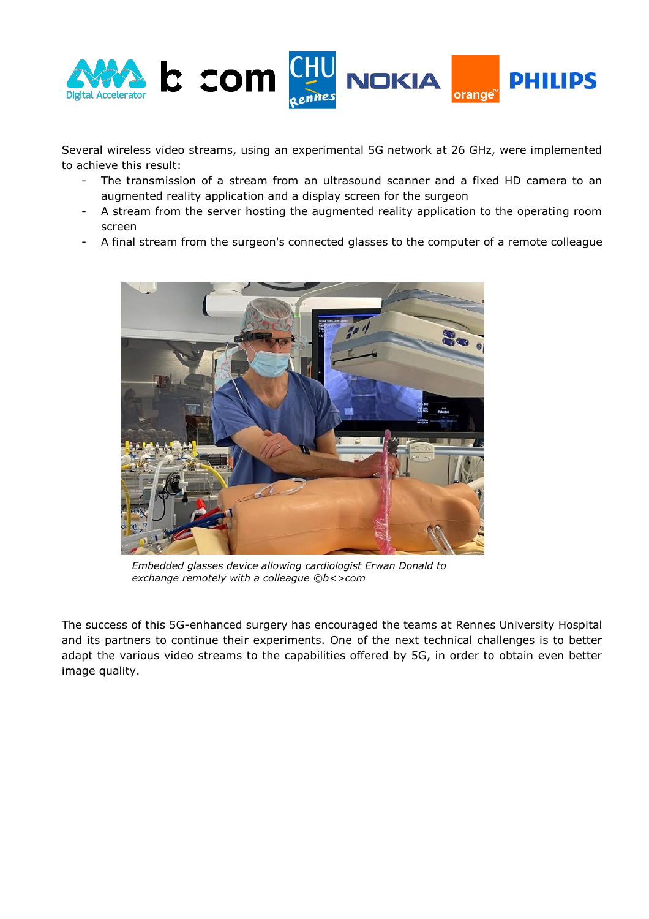Several wireless video streams, using an experimental 5G network at 26 GHz, were implemented to achieve this result:

- The transmission of a stream from an ultrasound scanner and a fixed HD camera to an augmented reality application and a display screen for the surgeon
- A stream from the server hosting the augmented reality application to the operating room screen
- A final stream from the surgeon's connected glasses to the computer of a remote colleague

*Embedded glasses device allowing cardiologist Erwan Donald to exchange remotely with a colleague ©b<>com*

The success of this 5G-enhanced surgery has encouraged the teams at Rennes University Hospital and its partners to continue their experiments. One of the next technical challenges is to better adapt the various video streams to the capabilities offered by 5G, in order to obtain even better image quality.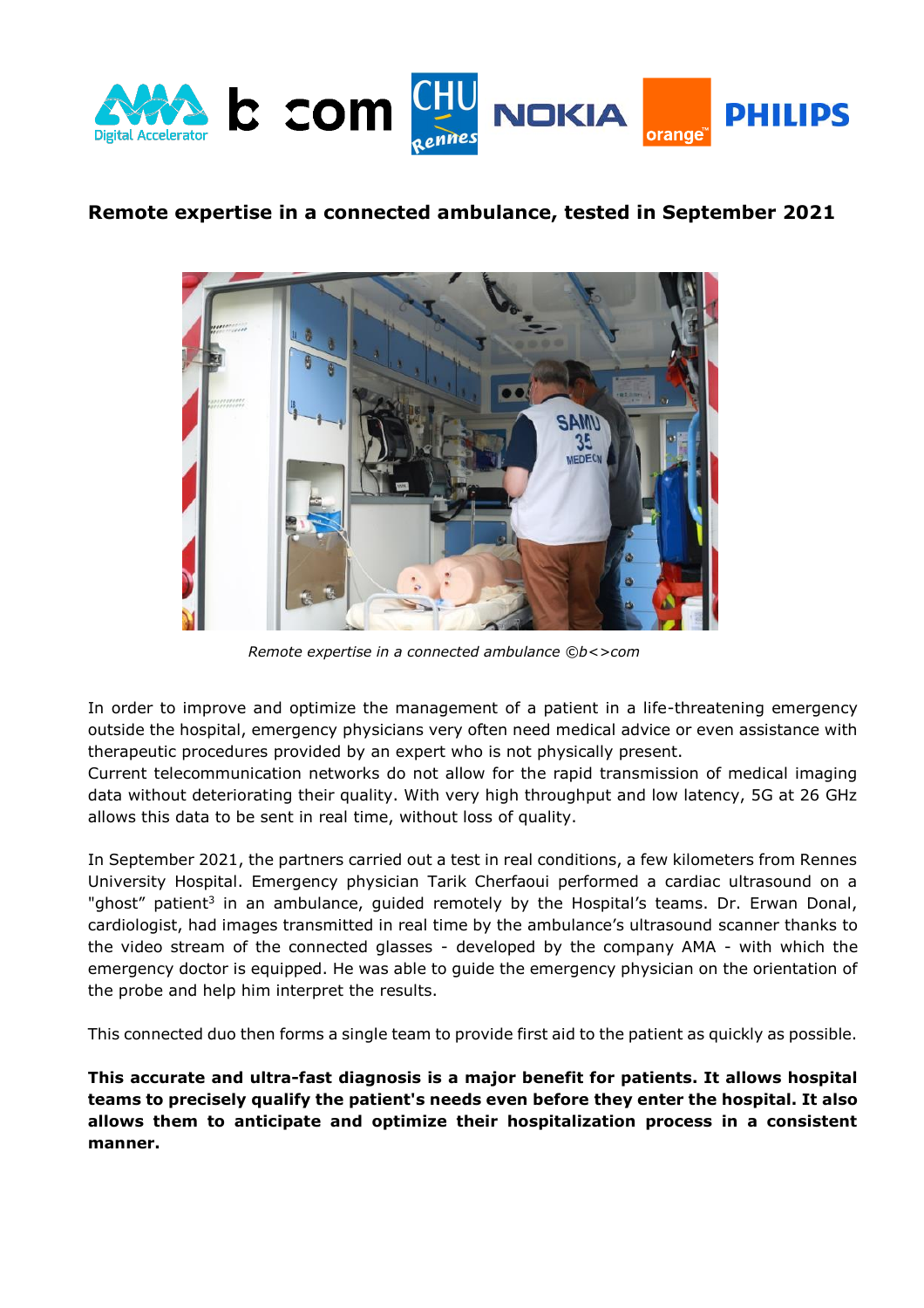## Remote expertise in a connected ambulance, tested in September 2021

*Remote expertise in a connected ambulance ©b<>com*

In order to improve and optimize the management of a patient in a life-threatening emergency outside the hospital, emergency physicians very often need medical advice or even assistance with therapeutic procedures provided by an expert who is not physically present.
Current telecommunication networks do not allow for the rapid transmission of medical imaging data without deteriorating their quality. With very high throughput and low latency, 5G at 26 GHz allows this data to be sent in real time, without loss of quality.

In September 2021, the partners carried out a test in real conditions, a few kilometers from Rennes University Hospital. Emergency physician Tarik Cherfaoui performed a cardiac ultrasound on a "ghost" patient[3] in an ambulance, guided remotely by the Hospital's teams. Dr. Erwan Donal, cardiologist, had images transmitted in real time by the ambulance's ultrasound scanner thanks to the video stream of the connected glasses - developed by the company AMA - with which the emergency doctor is equipped. He was able to guide the emergency physician on the orientation of the probe and help him interpret the results.

This connected duo then forms a single team to provide first aid to the patient as quickly as possible.

**This accurate and ultra-fast diagnosis is a major benefit for patients. It allows hospital teams to precisely qualify the patient's needs even before they enter the hospital. It also allows them to anticipate and optimize their hospitalization process in a consistent manner.**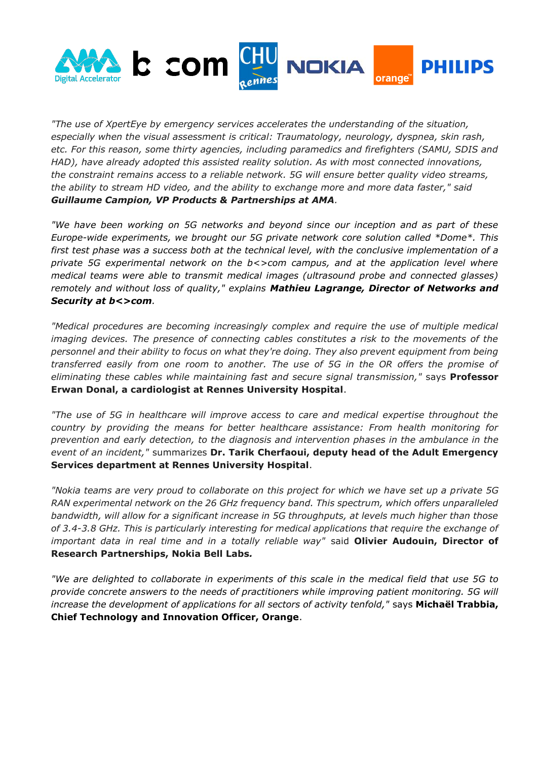*"The use of XpertEye by emergency services accelerates the understanding of the situation, especially when the visual assessment is critical: Traumatology, neurology, dyspnea, skin rash, etc. For this reason, some thirty agencies, including paramedics and firefighters (SAMU, SDIS and HAD), have already adopted this assisted reality solution. As with most connected innovations, the constraint remains access to a reliable network. 5G will ensure better quality video streams, the ability to stream HD video, and the ability to exchange more and more data faster," said **Guillaume Campion, VP Products & Partnerships at AMA**.*

*"We have been working on 5G networks and beyond since our inception and as part of these Europe-wide experiments, we brought our 5G private network core solution called \*Dome\*. This first test phase was a success both at the technical level, with the conclusive implementation of a private 5G experimental network on the b<>com campus, and at the application level where medical teams were able to transmit medical images (ultrasound probe and connected glasses) remotely and without loss of quality," explains **Mathieu Lagrange, Director of Networks and Security at b<>com**.*

*"Medical procedures are becoming increasingly complex and require the use of multiple medical imaging devices. The presence of connecting cables constitutes a risk to the movements of the personnel and their ability to focus on what they're doing. They also prevent equipment from being transferred easily from one room to another. The use of 5G in the OR offers the promise of eliminating these cables while maintaining fast and secure signal transmission,"* says **Professor Erwan Donal, a cardiologist at Rennes University Hospital**.

*"The use of 5G in healthcare will improve access to care and medical expertise throughout the country by providing the means for better healthcare assistance: From health monitoring for prevention and early detection, to the diagnosis and intervention phases in the ambulance in the event of an incident,"* summarizes **Dr. Tarik Cherfaoui, deputy head of the Adult Emergency Services department at Rennes University Hospital**.

*"Nokia teams are very proud to collaborate on this project for which we have set up a private 5G RAN experimental network on the 26 GHz frequency band. This spectrum, which offers unparalleled bandwidth, will allow for a significant increase in 5G throughputs, at levels much higher than those of 3.4-3.8 GHz. This is particularly interesting for medical applications that require the exchange of important data in real time and in a totally reliable way"* said **Olivier Audouin, Director of Research Partnerships, Nokia Bell Labs.**

*"We are delighted to collaborate in experiments of this scale in the medical field that use 5G to provide concrete answers to the needs of practitioners while improving patient monitoring. 5G will increase the development of applications for all sectors of activity tenfold,"* says **Michaël Trabbia, Chief Technology and Innovation Officer, Orange**.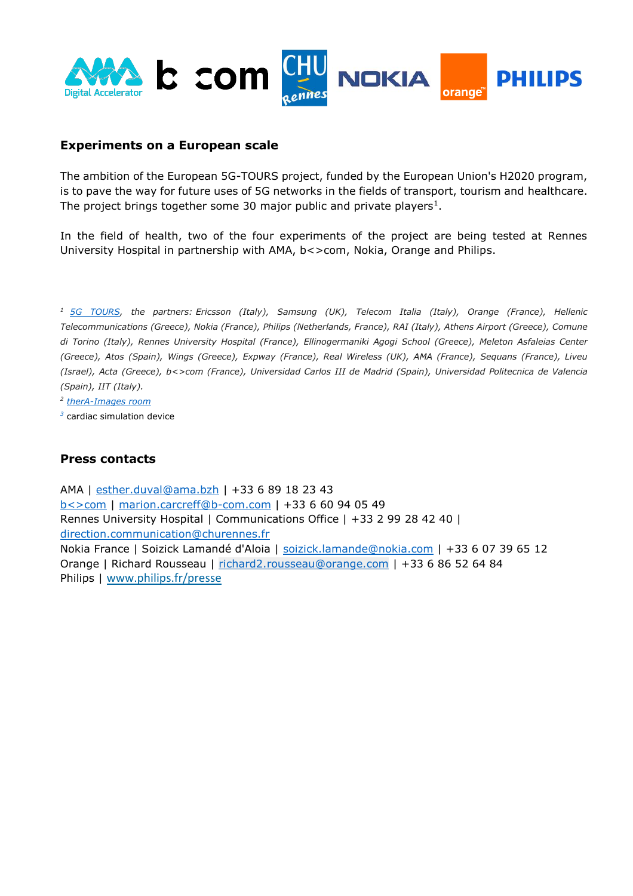## Experiments on a European scale

The ambition of the European 5G-TOURS project, funded by the European Union's H2020 program, is to pave the way for future uses of 5G networks in the fields of transport, tourism and healthcare. The project brings together some 30 major public and private players[1].

In the field of health, two of the four experiments of the project are being tested at Rennes University Hospital in partnership with AMA, b<>com, Nokia, Orange and Philips.

[1] *5G TOURS, the partners: Ericsson (Italy), Samsung (UK), Telecom Italia (Italy), Orange (France), Hellenic Telecommunications (Greece), Nokia (France), Philips (Netherlands, France), RAI (Italy), Athens Airport (Greece), Comune di Torino (Italy), Rennes University Hospital (France), Ellinogermaniki Agogi School (Greece), Meleton Asfaleias Center (Greece), Atos (Spain), Wings (Greece), Expway (France), Real Wireless (UK), AMA (France), Sequans (France), Liveu (Israel), Acta (Greece), b<>com (France), Universidad Carlos III de Madrid (Spain), Universidad Politecnica de Valencia (Spain), IIT (Italy).*

[2] therA-Images room

[3] cardiac simulation device

## Press contacts

AMA | esther.duval@ama.bzh | +33 6 89 18 23 43
b<>com | marion.carcreff@b-com.com | +33 6 60 94 05 49
Rennes University Hospital | Communications Office | +33 2 99 28 42 40 | direction.communication@churennes.fr
Nokia France | Soizick Lamandé d'Aloia | soizick.lamande@nokia.com | +33 6 07 39 65 12
Orange | Richard Rousseau | richard2.rousseau@orange.com | +33 6 86 52 64 84
Philips | www.philips.fr/presse